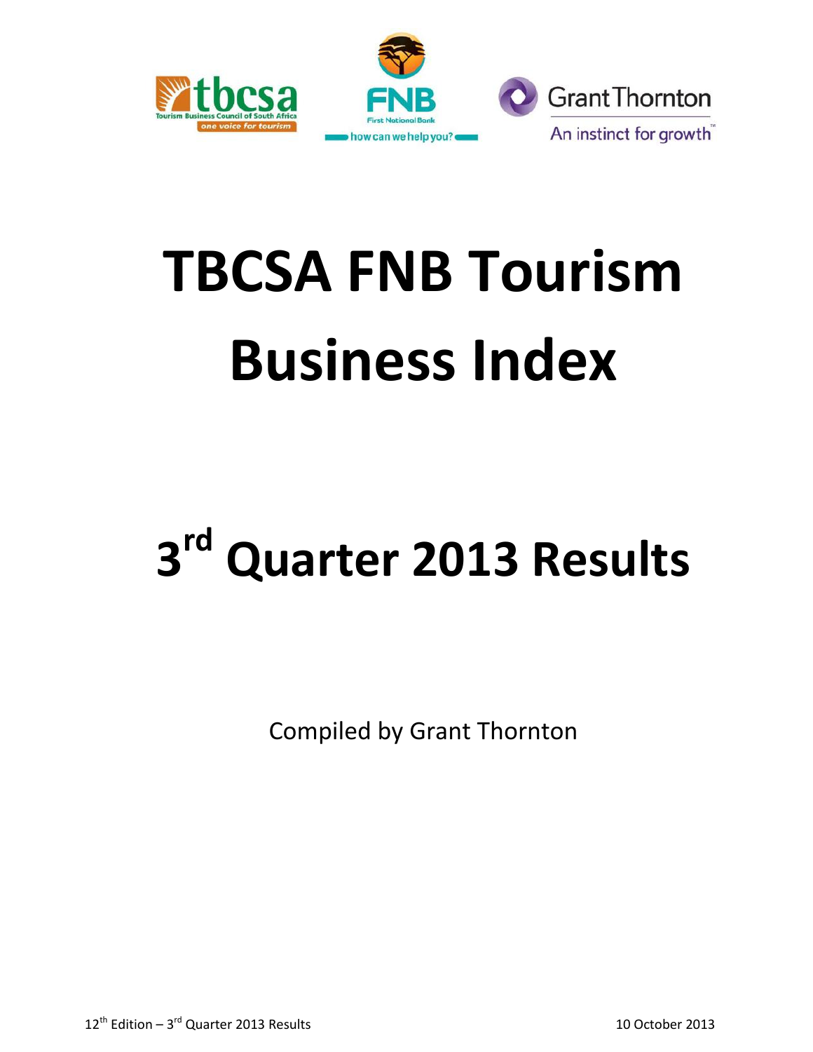# TBCSA FNB Tourism Business Index

## 3rd Quarter 2013 Results

Compiled by Grant Thornton

12th Edition – 3rd Quarter 2013 Results

10 October 2013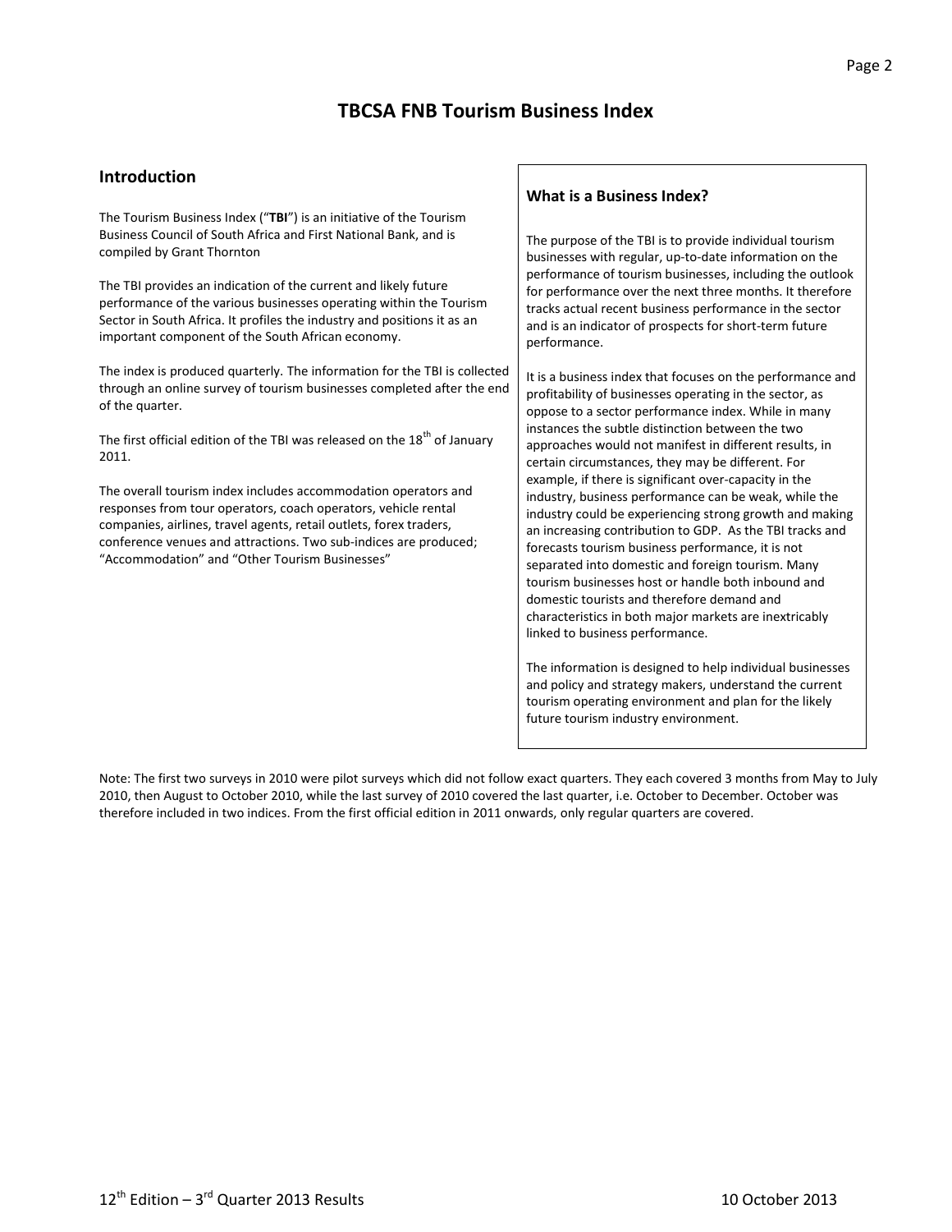# TBCSA FNB Tourism Business Index

## Introduction

The Tourism Business Index ("**TBI**") is an initiative of the Tourism Business Council of South Africa and First National Bank, and is compiled by Grant Thornton

The TBI provides an indication of the current and likely future performance of the various businesses operating within the Tourism Sector in South Africa. It profiles the industry and positions it as an important component of the South African economy.

The index is produced quarterly. The information for the TBI is collected through an online survey of tourism businesses completed after the end of the quarter.

The first official edition of the TBI was released on the 18th of January 2011.

The overall tourism index includes accommodation operators and responses from tour operators, coach operators, vehicle rental companies, airlines, travel agents, retail outlets, forex traders, conference venues and attractions. Two sub-indices are produced; "Accommodation" and "Other Tourism Businesses"

### What is a Business Index?

The purpose of the TBI is to provide individual tourism businesses with regular, up-to-date information on the performance of tourism businesses, including the outlook for performance over the next three months. It therefore tracks actual recent business performance in the sector and is an indicator of prospects for short-term future performance.

It is a business index that focuses on the performance and profitability of businesses operating in the sector, as oppose to a sector performance index. While in many instances the subtle distinction between the two approaches would not manifest in different results, in certain circumstances, they may be different. For example, if there is significant over-capacity in the industry, business performance can be weak, while the industry could be experiencing strong growth and making an increasing contribution to GDP. As the TBI tracks and forecasts tourism business performance, it is not separated into domestic and foreign tourism. Many tourism businesses host or handle both inbound and domestic tourists and therefore demand and characteristics in both major markets are inextricably linked to business performance.

The information is designed to help individual businesses and policy and strategy makers, understand the current tourism operating environment and plan for the likely future tourism industry environment.

Note: The first two surveys in 2010 were pilot surveys which did not follow exact quarters. They each covered 3 months from May to July 2010, then August to October 2010, while the last survey of 2010 covered the last quarter, i.e. October to December. October was therefore included in two indices. From the first official edition in 2011 onwards, only regular quarters are covered.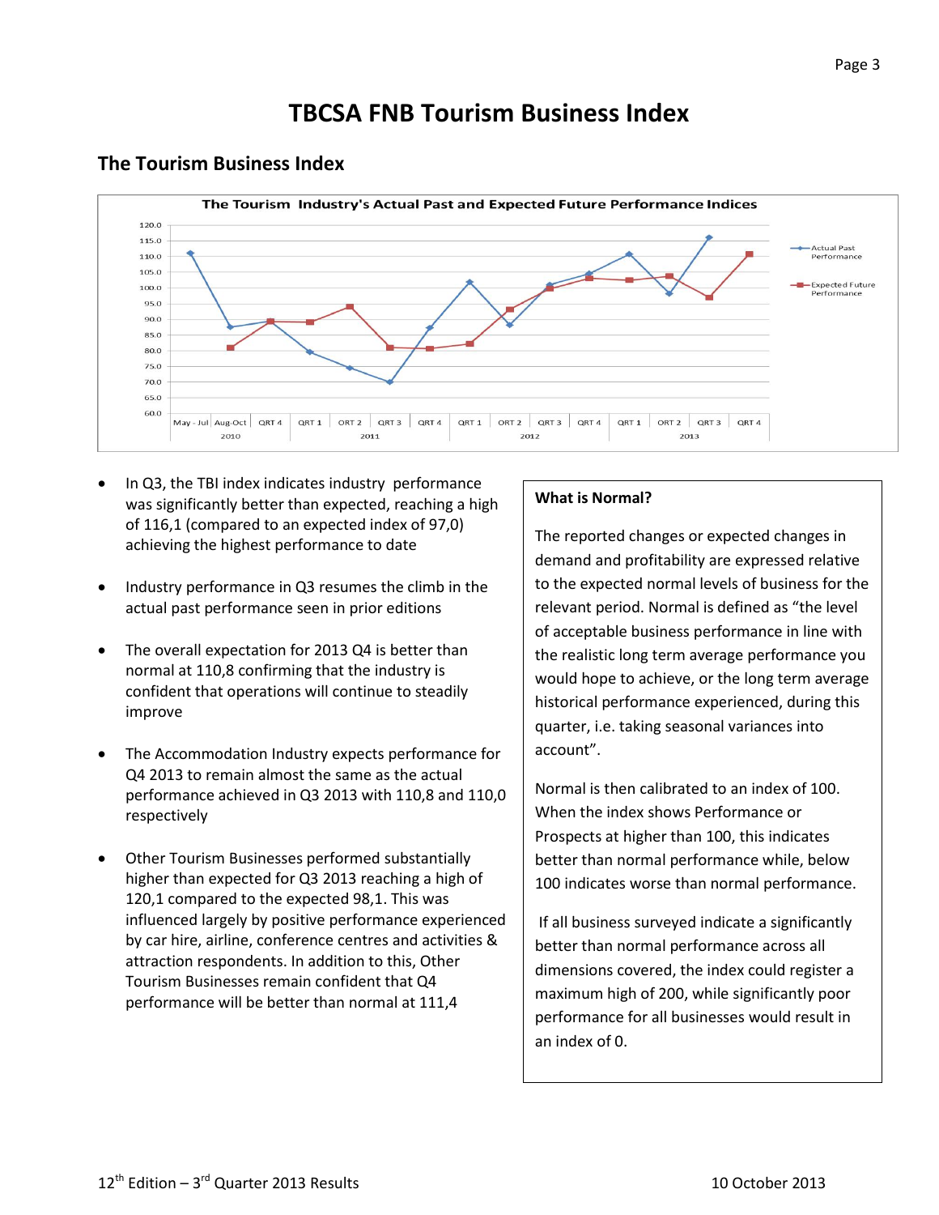# TBCSA FNB Tourism Business Index

## The Tourism Business Index

**The Tourism Industry's Actual Past and Expected Future Performance Indices**

- In Q3, the TBI index indicates industry performance was significantly better than expected, reaching a high of 116,1 (compared to an expected index of 97,0) achieving the highest performance to date
- Industry performance in Q3 resumes the climb in the actual past performance seen in prior editions
- The overall expectation for 2013 Q4 is better than normal at 110,8 confirming that the industry is confident that operations will continue to steadily improve
- The Accommodation Industry expects performance for Q4 2013 to remain almost the same as the actual performance achieved in Q3 2013 with 110,8 and 110,0 respectively
- Other Tourism Businesses performed substantially higher than expected for Q3 2013 reaching a high of 120,1 compared to the expected 98,1. This was influenced largely by positive performance experienced by car hire, airline, conference centres and activities & attraction respondents. In addition to this, Other Tourism Businesses remain confident that Q4 performance will be better than normal at 111,4

**What is Normal?**

The reported changes or expected changes in demand and profitability are expressed relative to the expected normal levels of business for the relevant period. Normal is defined as "the level of acceptable business performance in line with the realistic long term average performance you would hope to achieve, or the long term average historical performance experienced, during this quarter, i.e. taking seasonal variances into account".

Normal is then calibrated to an index of 100. When the index shows Performance or Prospects at higher than 100, this indicates better than normal performance while, below 100 indicates worse than normal performance.

If all business surveyed indicate a significantly better than normal performance across all dimensions covered, the index could register a maximum high of 200, while significantly poor performance for all businesses would result in an index of 0.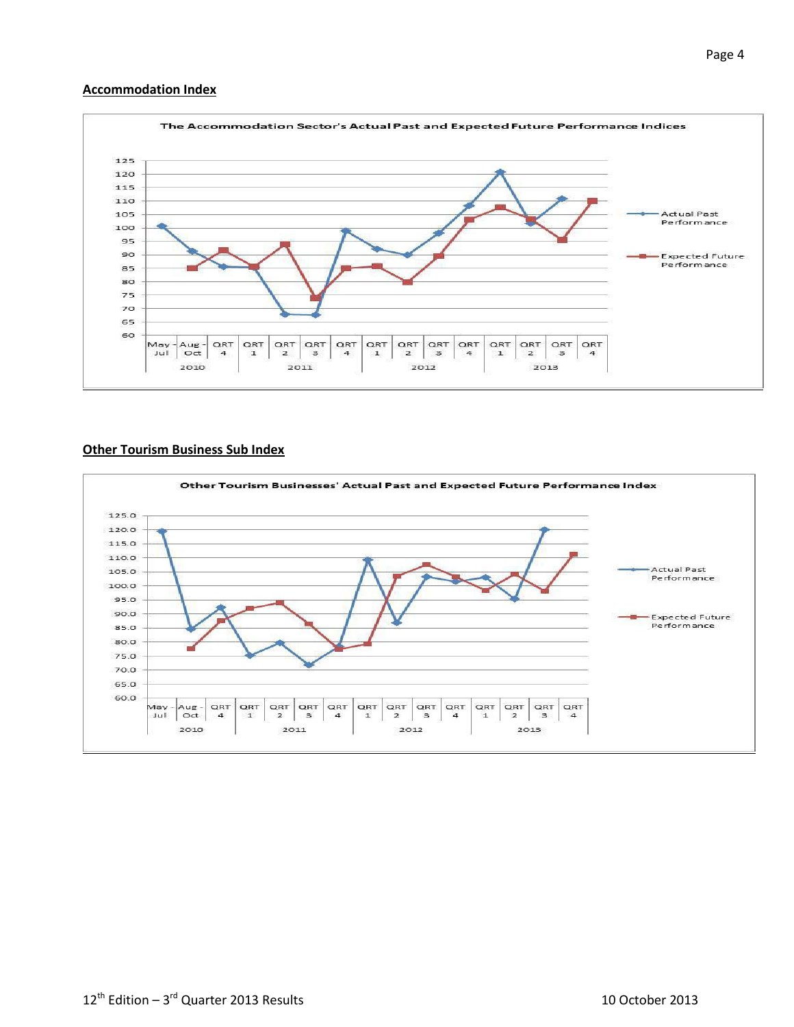## Accommodation Index

## Other Tourism Business Sub Index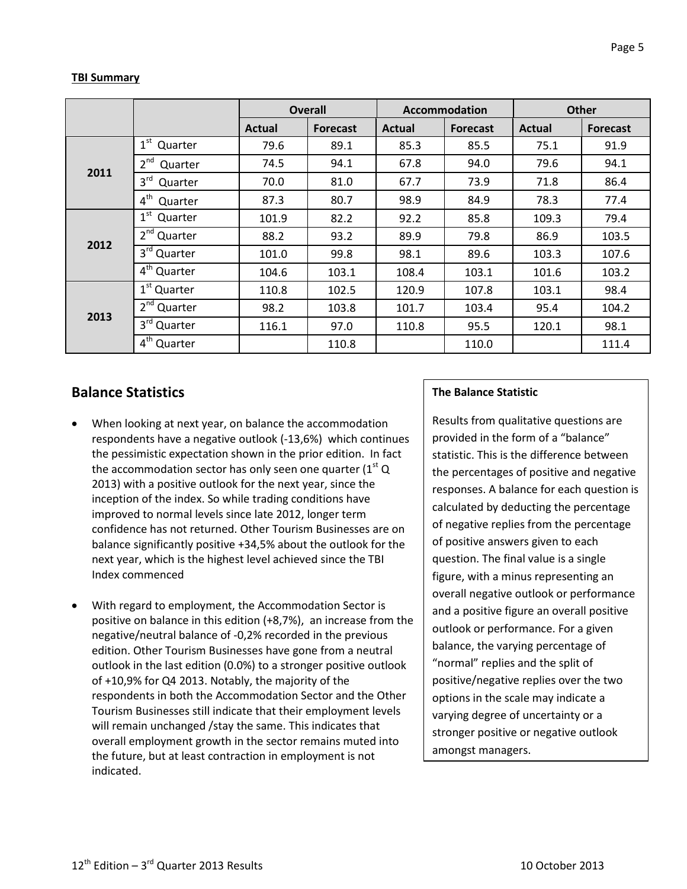**TBI Summary**

| | | Overall | | Accommodation | | Other | |
|---|---|---|---|---|---|---|---|
| | | Actual | Forecast | Actual | Forecast | Actual | Forecast |
| 2011 | 1st Quarter | 79.6 | 89.1 | 85.3 | 85.5 | 75.1 | 91.9 |
| | 2nd Quarter | 74.5 | 94.1 | 67.8 | 94.0 | 79.6 | 94.1 |
| | 3rd Quarter | 70.0 | 81.0 | 67.7 | 73.9 | 71.8 | 86.4 |
| | 4th Quarter | 87.3 | 80.7 | 98.9 | 84.9 | 78.3 | 77.4 |
| 2012 | 1st Quarter | 101.9 | 82.2 | 92.2 | 85.8 | 109.3 | 79.4 |
| | 2nd Quarter | 88.2 | 93.2 | 89.9 | 79.8 | 86.9 | 103.5 |
| | 3rd Quarter | 101.0 | 99.8 | 98.1 | 89.6 | 103.3 | 107.6 |
| | 4th Quarter | 104.6 | 103.1 | 108.4 | 103.1 | 101.6 | 103.2 |
| 2013 | 1st Quarter | 110.8 | 102.5 | 120.9 | 107.8 | 103.1 | 98.4 |
| | 2nd Quarter | 98.2 | 103.8 | 101.7 | 103.4 | 95.4 | 104.2 |
| | 3rd Quarter | 116.1 | 97.0 | 110.8 | 95.5 | 120.1 | 98.1 |
| | 4th Quarter | | 110.8 | | 110.0 | | 111.4 |

## Balance Statistics

- When looking at next year, on balance the accommodation respondents have a negative outlook (-13,6%) which continues the pessimistic expectation shown in the prior edition. In fact the accommodation sector has only seen one quarter (1st Q 2013) with a positive outlook for the next year, since the inception of the index. So while trading conditions have improved to normal levels since late 2012, longer term confidence has not returned. Other Tourism Businesses are on balance significantly positive +34,5% about the outlook for the next year, which is the highest level achieved since the TBI Index commenced

- With regard to employment, the Accommodation Sector is positive on balance in this edition (+8,7%), an increase from the negative/neutral balance of -0,2% recorded in the previous edition. Other Tourism Businesses have gone from a neutral outlook in the last edition (0.0%) to a stronger positive outlook of +10,9% for Q4 2013. Notably, the majority of the respondents in both the Accommodation Sector and the Other Tourism Businesses still indicate that their employment levels will remain unchanged /stay the same. This indicates that overall employment growth in the sector remains muted into the future, but at least contraction in employment is not indicated.

**The Balance Statistic**

Results from qualitative questions are provided in the form of a "balance" statistic. This is the difference between the percentages of positive and negative responses. A balance for each question is calculated by deducting the percentage of negative replies from the percentage of positive answers given to each question. The final value is a single figure, with a minus representing an overall negative outlook or performance and a positive figure an overall positive outlook or performance. For a given balance, the varying percentage of "normal" replies and the split of positive/negative replies over the two options in the scale may indicate a varying degree of uncertainty or a stronger positive or negative outlook amongst managers.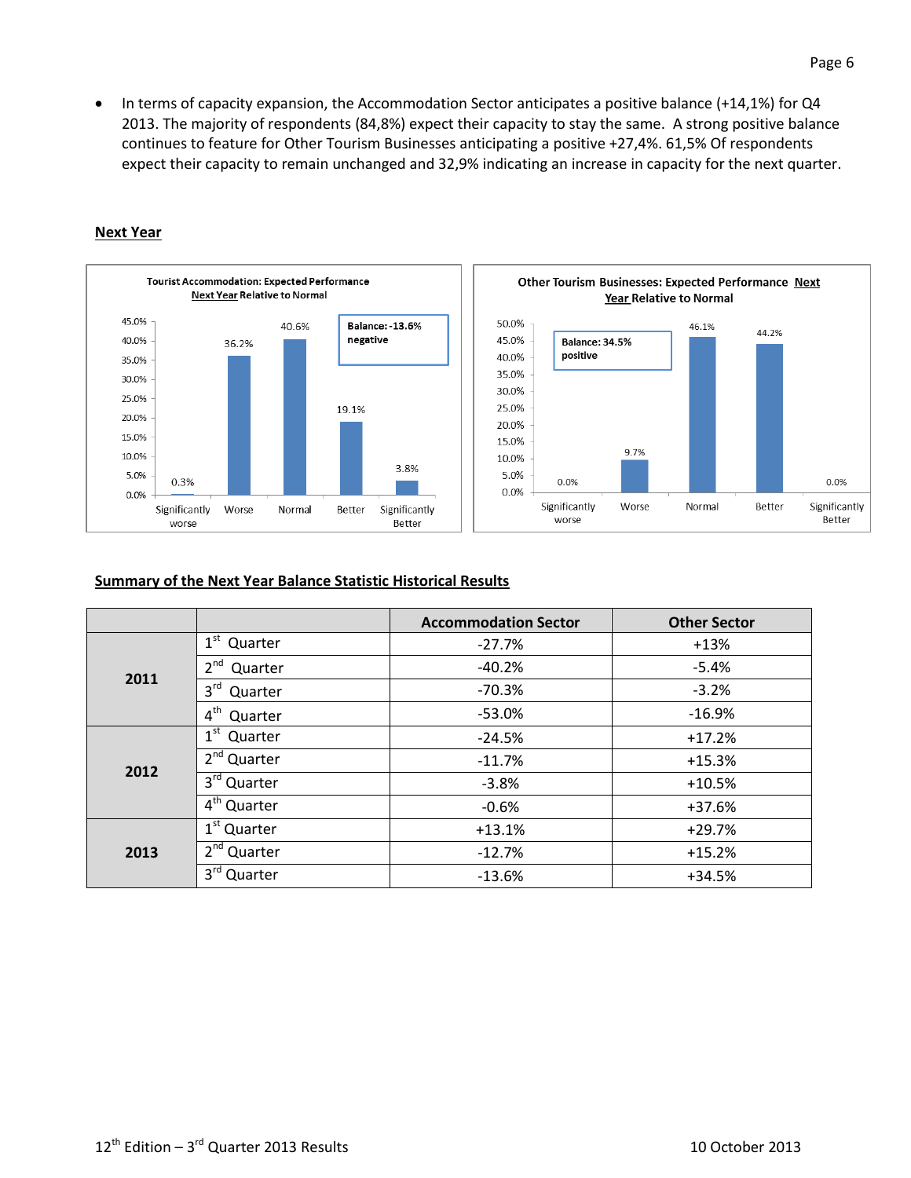- In terms of capacity expansion, the Accommodation Sector anticipates a positive balance (+14,1%) for Q4 2013. The majority of respondents (84,8%) expect their capacity to stay the same. A strong positive balance continues to feature for Other Tourism Businesses anticipating a positive +27,4%. 61,5% Of respondents expect their capacity to remain unchanged and 32,9% indicating an increase in capacity for the next quarter.

## Next Year

**Tourist Accommodation: Expected Performance Next Year Relative to Normal**

| | Significantly worse | Worse | Normal | Better | Significantly Better |
|---|---|---|---|---|---|
| % | 0.3% | 36.2% | 40.6% | 19.1% | 3.8% |

Balance: -13.6% negative

**Other Tourism Businesses: Expected Performance Next Year Relative to Normal**

| | Significantly worse | Worse | Normal | Better | Significantly Better |
|---|---|---|---|---|---|
| % | 0.0% | 9.7% | 46.1% | 44.2% | 0.0% |

Balance: 34.5% positive

## Summary of the Next Year Balance Statistic Historical Results

| | | Accommodation Sector | Other Sector |
|---|---|---|---|
| 2011 | 1st Quarter | -27.7% | +13% |
| | 2nd Quarter | -40.2% | -5.4% |
| | 3rd Quarter | -70.3% | -3.2% |
| | 4th Quarter | -53.0% | -16.9% |
| 2012 | 1st Quarter | -24.5% | +17.2% |
| | 2nd Quarter | -11.7% | +15.3% |
| | 3rd Quarter | -3.8% | +10.5% |
| | 4th Quarter | -0.6% | +37.6% |
| 2013 | 1st Quarter | +13.1% | +29.7% |
| | 2nd Quarter | -12.7% | +15.2% |
| | 3rd Quarter | -13.6% | +34.5% |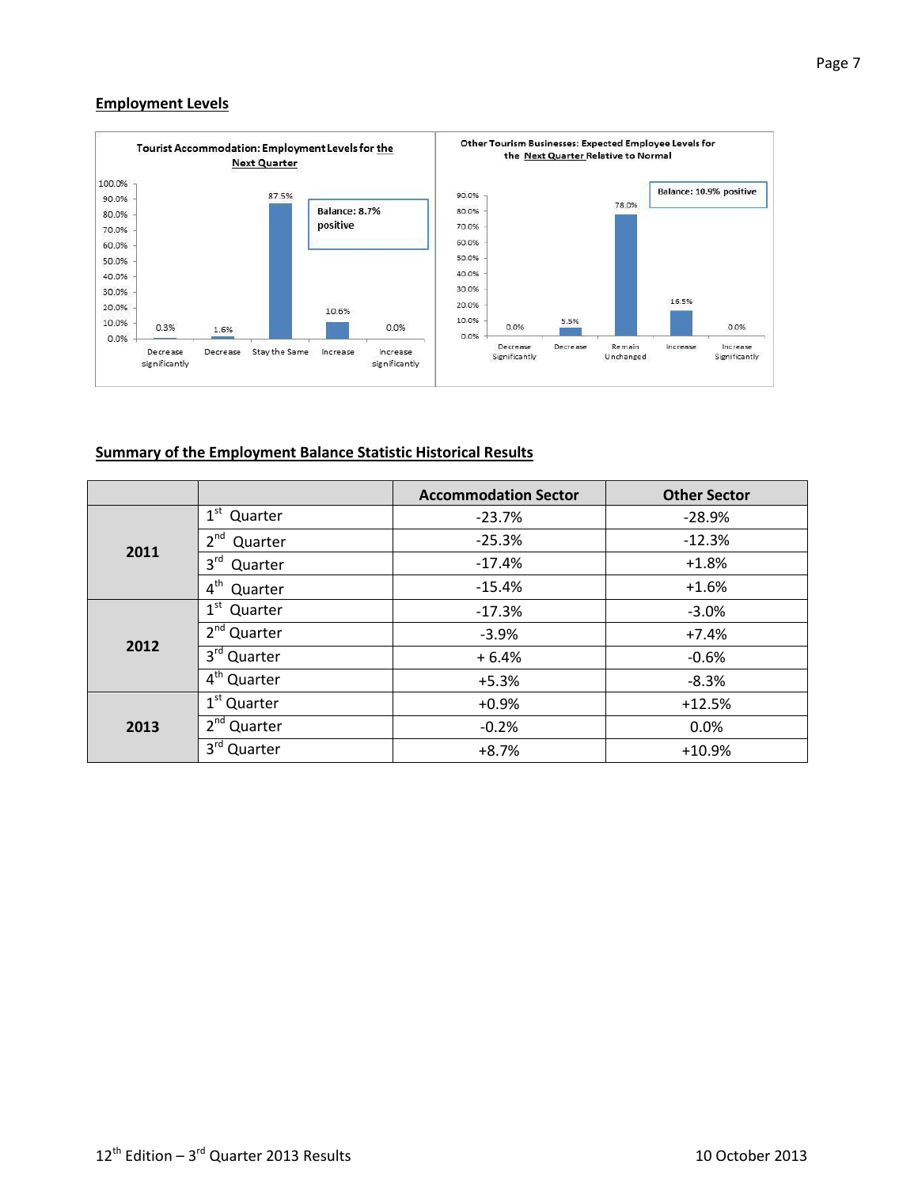## Employment Levels

Tourist Accommodation: Employment Levels for the Next Quarter

| Decrease significantly | Decrease | Stay the Same | Increase | Increase significantly |
|---|---|---|---|---|
| 0.3% | 1.6% | 87.5% | 10.6% | 0.0% |

Balance: 8.7% positive

Other Tourism Businesses: Expected Employee Levels for the Next Quarter Relative to Normal

| Decrease Significantly | Decrease | Remain Unchanged | Increase | Increase Significantly |
|---|---|---|---|---|
| 0.0% | 5.5% | 78.0% | 16.5% | 0.0% |

Balance: 10.9% positive

## Summary of the Employment Balance Statistic Historical Results

| | | Accommodation Sector | Other Sector |
|---|---|---|---|
| 2011 | 1st Quarter | -23.7% | -28.9% |
| | 2nd Quarter | -25.3% | -12.3% |
| | 3rd Quarter | -17.4% | +1.8% |
| | 4th Quarter | -15.4% | +1.6% |
| 2012 | 1st Quarter | -17.3% | -3.0% |
| | 2nd Quarter | -3.9% | +7.4% |
| | 3rd Quarter | + 6.4% | -0.6% |
| | 4th Quarter | +5.3% | -8.3% |
| 2013 | 1st Quarter | +0.9% | +12.5% |
| | 2nd Quarter | -0.2% | 0.0% |
| | 3rd Quarter | +8.7% | +10.9% |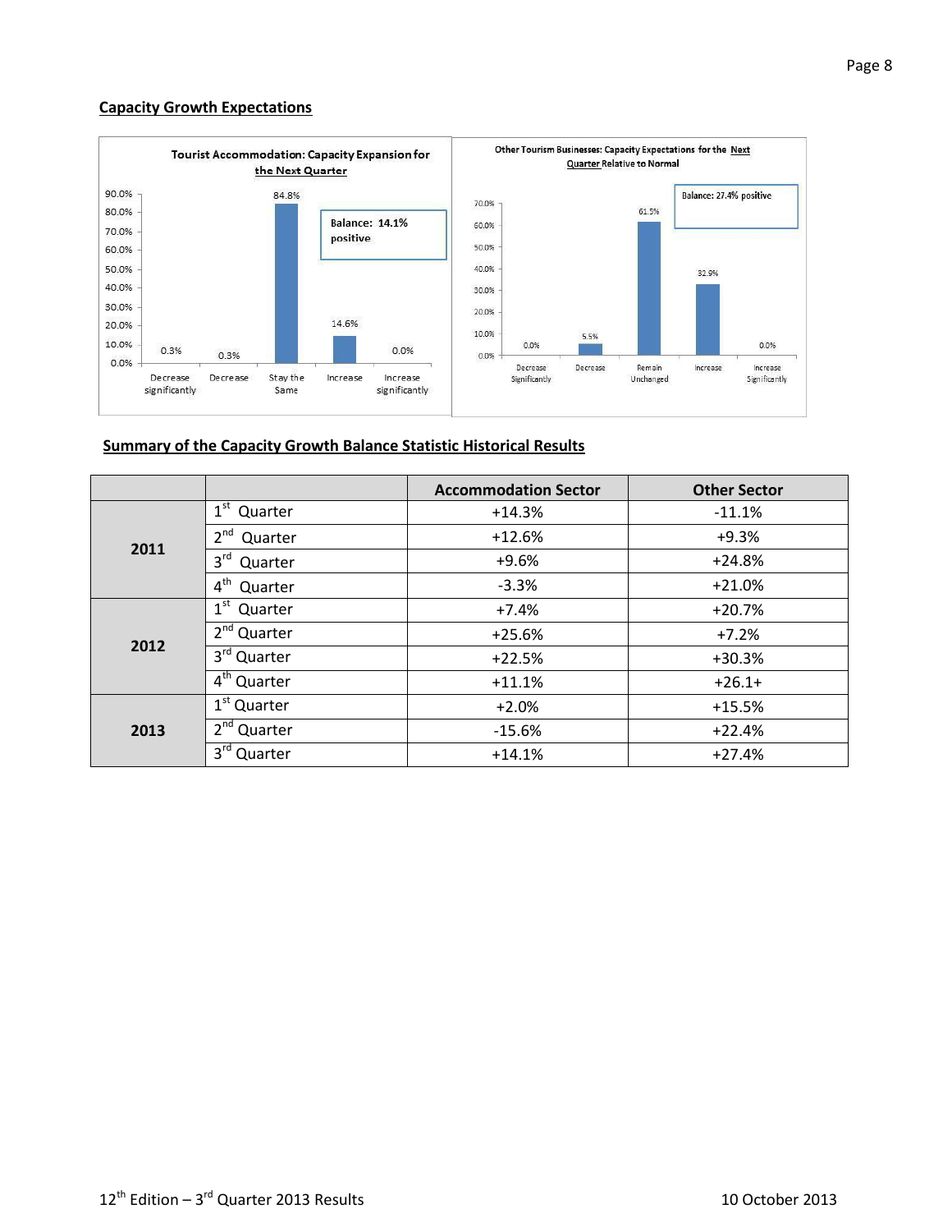## Capacity Growth Expectations

**Tourist Accommodation: Capacity Expansion for the Next Quarter**

| Decrease significantly | Decrease | Stay the Same | Increase | Increase significantly |
|---|---|---|---|---|
| 0.3% | 0.3% | 84.8% | 14.6% | 0.0% |

Balance: 14.1% positive

**Other Tourism Businesses: Capacity Expectations for the Next Quarter Relative to Normal**

| Decrease Significantly | Decrease | Remain Unchanged | Increase | Increase Significantly |
|---|---|---|---|---|
| 0.0% | 5.5% | 61.5% | 32.9% | 0.0% |

Balance: 27.4% positive

## Summary of the Capacity Growth Balance Statistic Historical Results

| | | Accommodation Sector | Other Sector |
|---|---|---|---|
| **2011** | 1st Quarter | +14.3% | -11.1% |
| | 2nd Quarter | +12.6% | +9.3% |
| | 3rd Quarter | +9.6% | +24.8% |
| | 4th Quarter | -3.3% | +21.0% |
| **2012** | 1st Quarter | +7.4% | +20.7% |
| | 2nd Quarter | +25.6% | +7.2% |
| | 3rd Quarter | +22.5% | +30.3% |
| | 4th Quarter | +11.1% | +26.1+ |
| **2013** | 1st Quarter | +2.0% | +15.5% |
| | 2nd Quarter | -15.6% | +22.4% |
| | 3rd Quarter | +14.1% | +27.4% |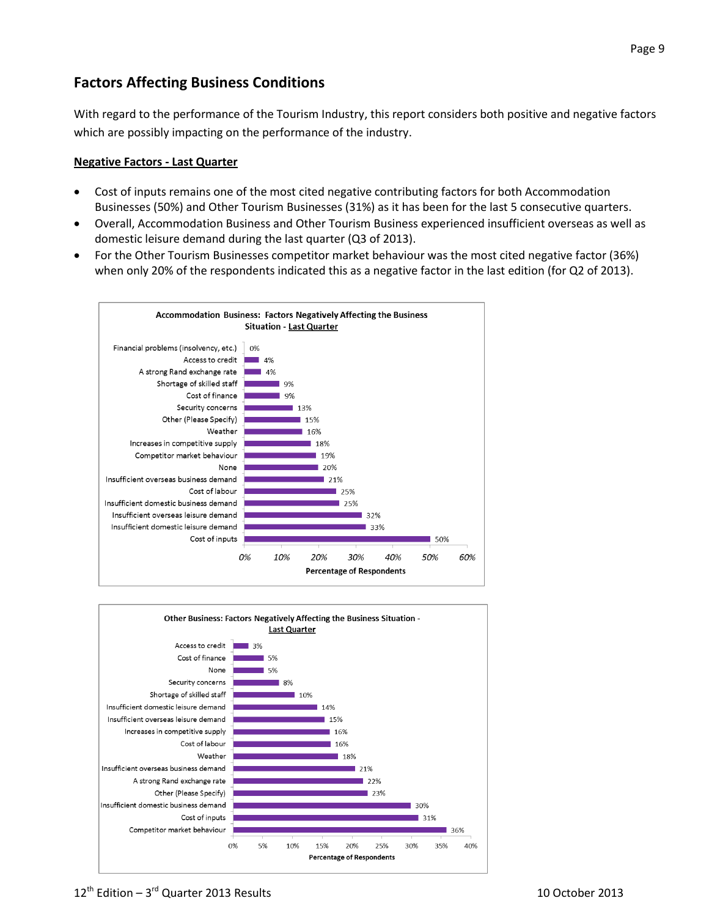## Factors Affecting Business Conditions

With regard to the performance of the Tourism Industry, this report considers both positive and negative factors which are possibly impacting on the performance of the industry.

**Negative Factors - Last Quarter**

- Cost of inputs remains one of the most cited negative contributing factors for both Accommodation Businesses (50%) and Other Tourism Businesses (31%) as it has been for the last 5 consecutive quarters.
- Overall, Accommodation Business and Other Tourism Business experienced insufficient overseas as well as domestic leisure demand during the last quarter (Q3 of 2013).
- For the Other Tourism Businesses competitor market behaviour was the most cited negative factor (36%) when only 20% of the respondents indicated this as a negative factor in the last edition (for Q2 of 2013).

**Accommodation Business: Factors Negatively Affecting the Business Situation - Last Quarter**

| Factor | Percentage of Respondents |
|---|---|
| Financial problems (insolvency, etc.) | 0% |
| Access to credit | 4% |
| A strong Rand exchange rate | 4% |
| Shortage of skilled staff | 9% |
| Cost of finance | 9% |
| Security concerns | 13% |
| Other (Please Specify) | 15% |
| Weather | 16% |
| Increases in competitive supply | 18% |
| Competitor market behaviour | 19% |
| None | 20% |
| Insufficient overseas business demand | 21% |
| Cost of labour | 25% |
| Insufficient domestic business demand | 25% |
| Insufficient overseas leisure demand | 32% |
| Insufficient domestic leisure demand | 33% |
| Cost of inputs | 50% |

**Other Business: Factors Negatively Affecting the Business Situation - Last Quarter**

| Factor | Percentage of Respondents |
|---|---|
| Access to credit | 3% |
| Cost of finance | 5% |
| None | 5% |
| Security concerns | 8% |
| Shortage of skilled staff | 10% |
| Insufficient domestic leisure demand | 14% |
| Insufficient overseas leisure demand | 15% |
| Increases in competitive supply | 16% |
| Cost of labour | 16% |
| Weather | 18% |
| Insufficient overseas business demand | 21% |
| A strong Rand exchange rate | 22% |
| Other (Please Specify) | 23% |
| Insufficient domestic business demand | 30% |
| Cost of inputs | 31% |
| Competitor market behaviour | 36% |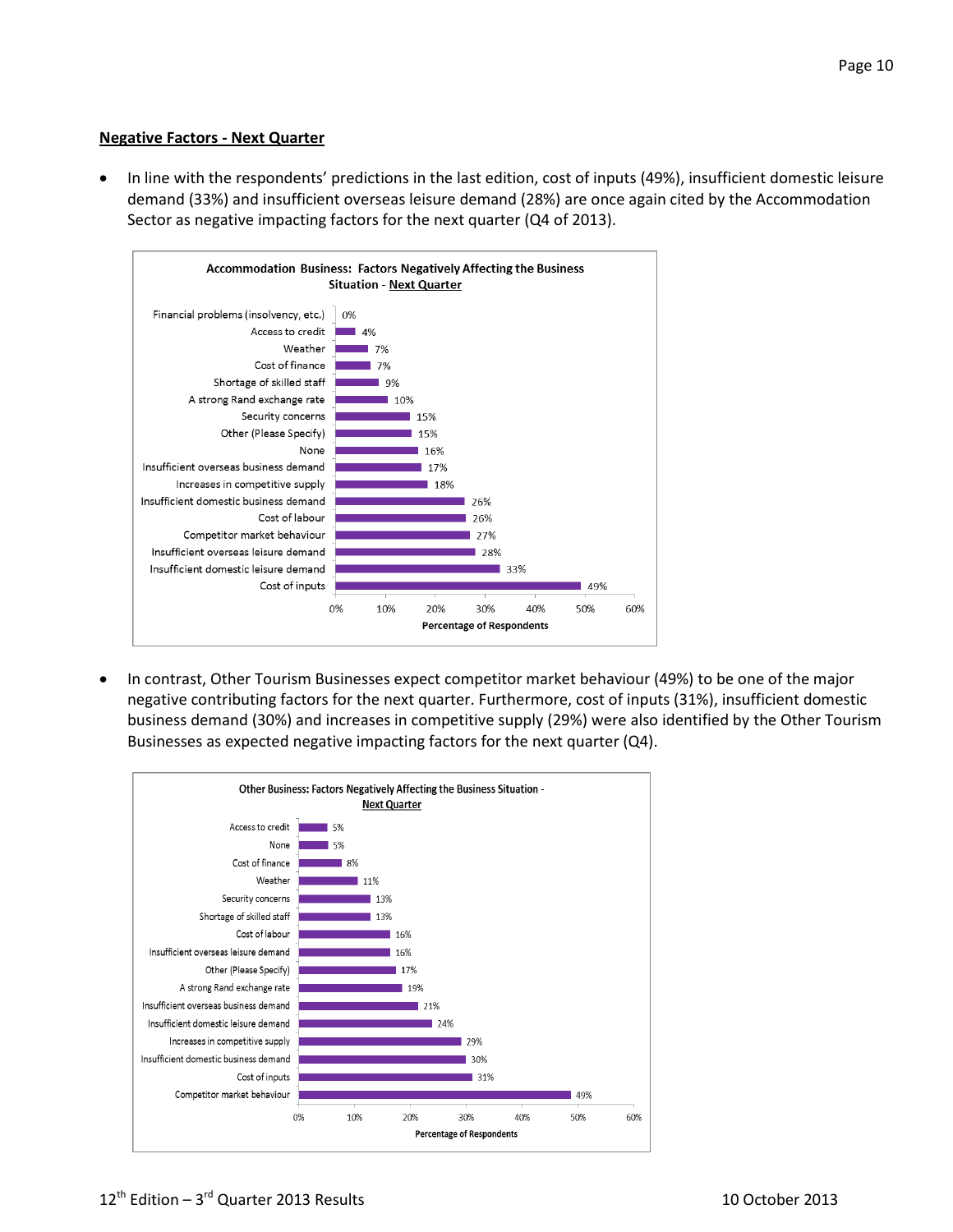## Negative Factors - Next Quarter

- In line with the respondents' predictions in the last edition, cost of inputs (49%), insufficient domestic leisure demand (33%) and insufficient overseas leisure demand (28%) are once again cited by the Accommodation Sector as negative impacting factors for the next quarter (Q4 of 2013).

**Accommodation Business: Factors Negatively Affecting the Business Situation - Next Quarter**

| Factor | Percentage of Respondents |
|---|---|
| Financial problems (insolvency, etc.) | 0% |
| Access to credit | 4% |
| Weather | 7% |
| Cost of finance | 7% |
| Shortage of skilled staff | 9% |
| A strong Rand exchange rate | 10% |
| Security concerns | 15% |
| Other (Please Specify) | 15% |
| None | 16% |
| Insufficient overseas business demand | 17% |
| Increases in competitive supply | 18% |
| Insufficient domestic business demand | 26% |
| Cost of labour | 26% |
| Competitor market behaviour | 27% |
| Insufficient overseas leisure demand | 28% |
| Insufficient domestic leisure demand | 33% |
| Cost of inputs | 49% |

- In contrast, Other Tourism Businesses expect competitor market behaviour (49%) to be one of the major negative contributing factors for the next quarter. Furthermore, cost of inputs (31%), insufficient domestic business demand (30%) and increases in competitive supply (29%) were also identified by the Other Tourism Businesses as expected negative impacting factors for the next quarter (Q4).

**Other Business: Factors Negatively Affecting the Business Situation - Next Quarter**

| Factor | Percentage of Respondents |
|---|---|
| Access to credit | 5% |
| None | 5% |
| Cost of finance | 8% |
| Weather | 11% |
| Security concerns | 13% |
| Shortage of skilled staff | 13% |
| Cost of labour | 16% |
| Insufficient overseas leisure demand | 16% |
| Other (Please Specify) | 17% |
| A strong Rand exchange rate | 19% |
| Insufficient overseas business demand | 21% |
| Insufficient domestic leisure demand | 24% |
| Increases in competitive supply | 29% |
| Insufficient domestic business demand | 30% |
| Cost of inputs | 31% |
| Competitor market behaviour | 49% |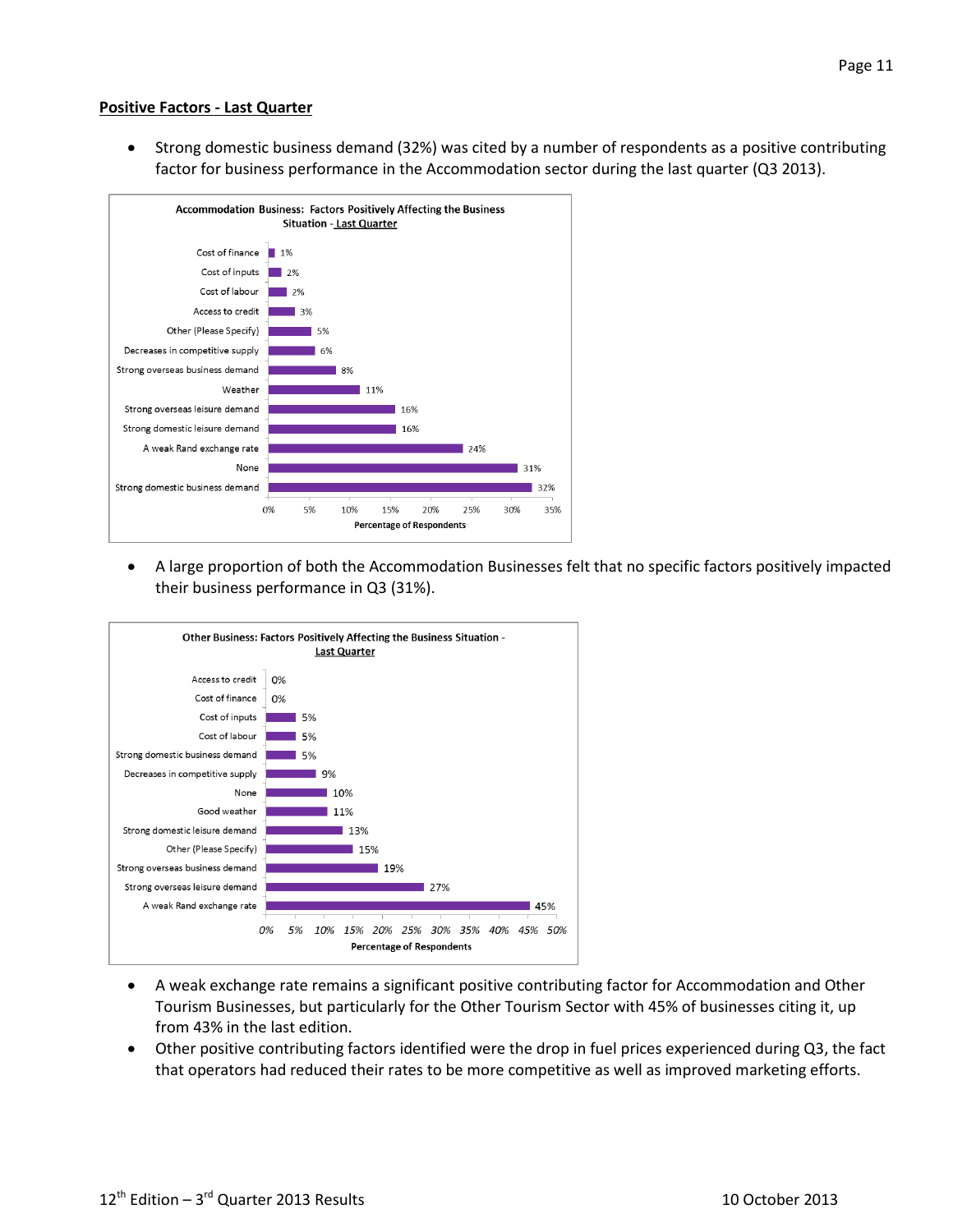**Positive Factors - Last Quarter**

- Strong domestic business demand (32%) was cited by a number of respondents as a positive contributing factor for business performance in the Accommodation sector during the last quarter (Q3 2013).

**Accommodation Business: Factors Positively Affecting the Business Situation - Last Quarter**

| Factor | Percentage of Respondents |
|---|---|
| Cost of finance | 1% |
| Cost of inputs | 2% |
| Cost of labour | 2% |
| Access to credit | 3% |
| Other (Please Specify) | 5% |
| Decreases in competitive supply | 6% |
| Strong overseas business demand | 8% |
| Weather | 11% |
| Strong overseas leisure demand | 16% |
| Strong domestic leisure demand | 16% |
| A weak Rand exchange rate | 24% |
| None | 31% |
| Strong domestic business demand | 32% |

- A large proportion of both the Accommodation Businesses felt that no specific factors positively impacted their business performance in Q3 (31%).

**Other Business: Factors Positively Affecting the Business Situation - Last Quarter**

| Factor | Percentage of Respondents |
|---|---|
| Access to credit | 0% |
| Cost of finance | 0% |
| Cost of inputs | 5% |
| Cost of labour | 5% |
| Strong domestic business demand | 5% |
| Decreases in competitive supply | 9% |
| None | 10% |
| Good weather | 11% |
| Strong domestic leisure demand | 13% |
| Other (Please Specify) | 15% |
| Strong overseas business demand | 19% |
| Strong overseas leisure demand | 27% |
| A weak Rand exchange rate | 45% |

- A weak exchange rate remains a significant positive contributing factor for Accommodation and Other Tourism Businesses, but particularly for the Other Tourism Sector with 45% of businesses citing it, up from 43% in the last edition.
- Other positive contributing factors identified were the drop in fuel prices experienced during Q3, the fact that operators had reduced their rates to be more competitive as well as improved marketing efforts.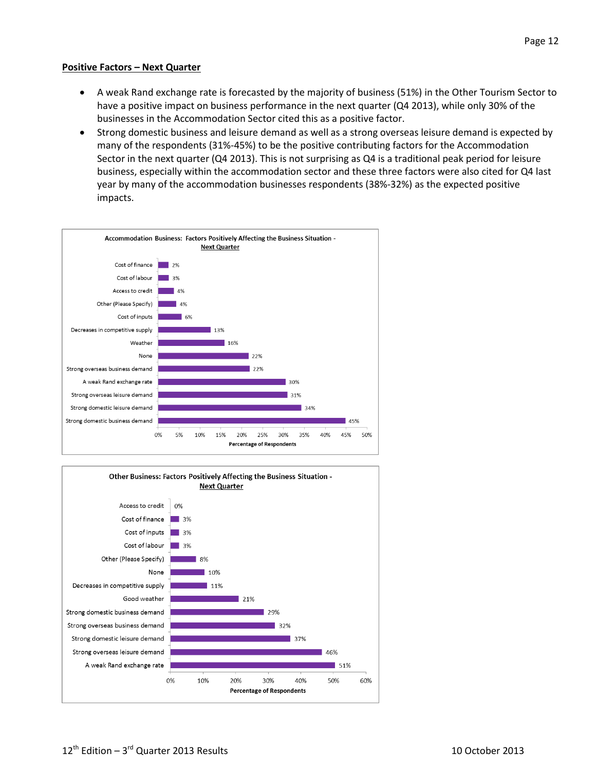## Positive Factors – Next Quarter

- A weak Rand exchange rate is forecasted by the majority of business (51%) in the Other Tourism Sector to have a positive impact on business performance in the next quarter (Q4 2013), while only 30% of the businesses in the Accommodation Sector cited this as a positive factor.
- Strong domestic business and leisure demand as well as a strong overseas leisure demand is expected by many of the respondents (31%-45%) to be the positive contributing factors for the Accommodation Sector in the next quarter (Q4 2013). This is not surprising as Q4 is a traditional peak period for leisure business, especially within the accommodation sector and these three factors were also cited for Q4 last year by many of the accommodation businesses respondents (38%-32%) as the expected positive impacts.

**Accommodation Business: Factors Positively Affecting the Business Situation - Next Quarter**

| Factor | Percentage of Respondents |
|---|---|
| Cost of finance | 2% |
| Cost of labour | 3% |
| Access to credit | 4% |
| Other (Please Specify) | 4% |
| Cost of inputs | 6% |
| Decreases in competitive supply | 13% |
| Weather | 16% |
| None | 22% |
| Strong overseas business demand | 22% |
| A weak Rand exchange rate | 30% |
| Strong overseas leisure demand | 31% |
| Strong domestic leisure demand | 34% |
| Strong domestic business demand | 45% |

**Other Business: Factors Positively Affecting the Business Situation - Next Quarter**

| Factor | Percentage of Respondents |
|---|---|
| Access to credit | 0% |
| Cost of finance | 3% |
| Cost of inputs | 3% |
| Cost of labour | 3% |
| Other (Please Specify) | 8% |
| None | 10% |
| Decreases in competitive supply | 11% |
| Good weather | 21% |
| Strong domestic business demand | 29% |
| Strong overseas business demand | 32% |
| Strong domestic leisure demand | 37% |
| Strong overseas leisure demand | 46% |
| A weak Rand exchange rate | 51% |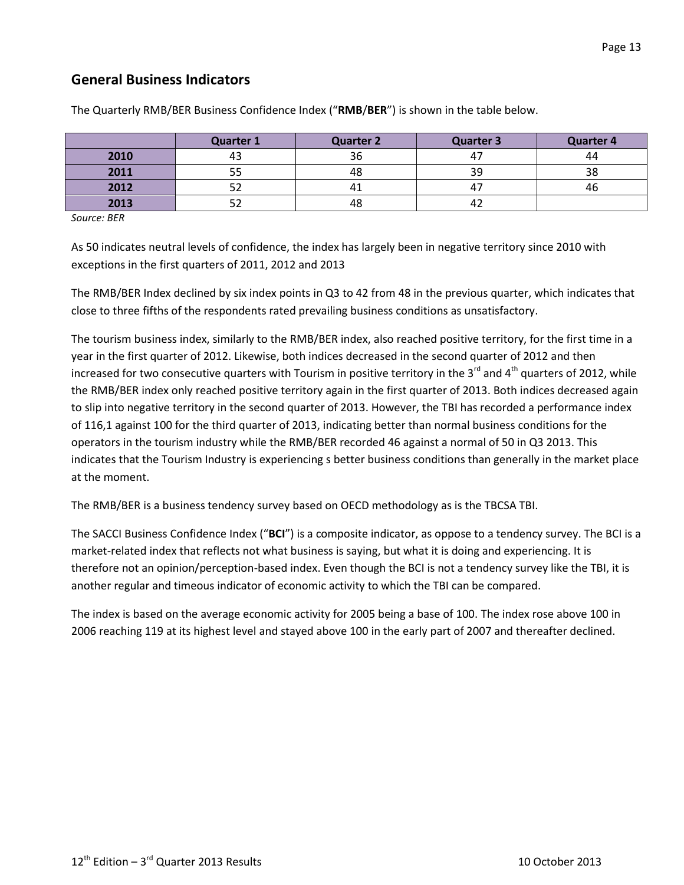## General Business Indicators

The Quarterly RMB/BER Business Confidence Index (“**RMB**/**BER**”) is shown in the table below.

| | Quarter 1 | Quarter 2 | Quarter 3 | Quarter 4 |
|---|---|---|---|---|
| **2010** | 43 | 36 | 47 | 44 |
| **2011** | 55 | 48 | 39 | 38 |
| **2012** | 52 | 41 | 47 | 46 |
| **2013** | 52 | 48 | 42 | |

*Source: BER*

As 50 indicates neutral levels of confidence, the index has largely been in negative territory since 2010 with exceptions in the first quarters of 2011, 2012 and 2013

The RMB/BER Index declined by six index points in Q3 to 42 from 48 in the previous quarter, which indicates that close to three fifths of the respondents rated prevailing business conditions as unsatisfactory.

The tourism business index, similarly to the RMB/BER index, also reached positive territory, for the first time in a year in the first quarter of 2012. Likewise, both indices decreased in the second quarter of 2012 and then increased for two consecutive quarters with Tourism in positive territory in the 3rd and 4th quarters of 2012, while the RMB/BER index only reached positive territory again in the first quarter of 2013. Both indices decreased again to slip into negative territory in the second quarter of 2013. However, the TBI has recorded a performance index of 116,1 against 100 for the third quarter of 2013, indicating better than normal business conditions for the operators in the tourism industry while the RMB/BER recorded 46 against a normal of 50 in Q3 2013. This indicates that the Tourism Industry is experiencing s better business conditions than generally in the market place at the moment.

The RMB/BER is a business tendency survey based on OECD methodology as is the TBCSA TBI.

The SACCI Business Confidence Index (“**BCI**”) is a composite indicator, as oppose to a tendency survey. The BCI is a market-related index that reflects not what business is saying, but what it is doing and experiencing. It is therefore not an opinion/perception-based index. Even though the BCI is not a tendency survey like the TBI, it is another regular and timeous indicator of economic activity to which the TBI can be compared.

The index is based on the average economic activity for 2005 being a base of 100. The index rose above 100 in 2006 reaching 119 at its highest level and stayed above 100 in the early part of 2007 and thereafter declined.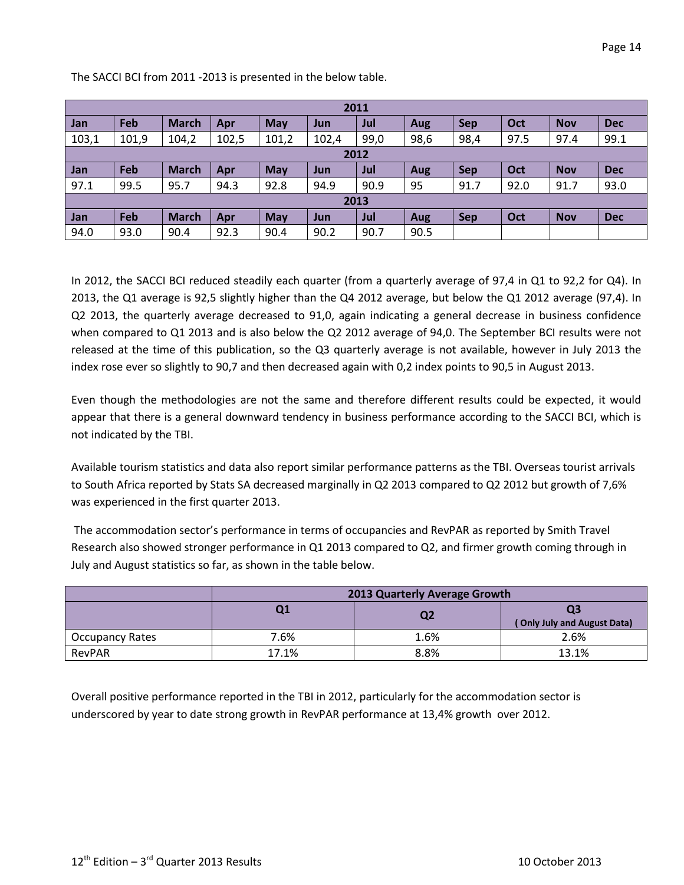The SACCI BCI from 2011 -2013 is presented in the below table.

| 2011 | | | | | | | | | | | |
|---|---|---|---|---|---|---|---|---|---|---|---|
| **Jan** | **Feb** | **March** | **Apr** | **May** | **Jun** | **Jul** | **Aug** | **Sep** | **Oct** | **Nov** | **Dec** |
| 103,1 | 101,9 | 104,2 | 102,5 | 101,2 | 102,4 | 99,0 | 98,6 | 98,4 | 97.5 | 97.4 | 99.1 |
| **2012** | | | | | | | | | | | |
| **Jan** | **Feb** | **March** | **Apr** | **May** | **Jun** | **Jul** | **Aug** | **Sep** | **Oct** | **Nov** | **Dec** |
| 97.1 | 99.5 | 95.7 | 94.3 | 92.8 | 94.9 | 90.9 | 95 | 91.7 | 92.0 | 91.7 | 93.0 |
| **2013** | | | | | | | | | | | |
| **Jan** | **Feb** | **March** | **Apr** | **May** | **Jun** | **Jul** | **Aug** | **Sep** | **Oct** | **Nov** | **Dec** |
| 94.0 | 93.0 | 90.4 | 92.3 | 90.4 | 90.2 | 90.7 | 90.5 | | | | |

In 2012, the SACCI BCI reduced steadily each quarter (from a quarterly average of 97,4 in Q1 to 92,2 for Q4). In 2013, the Q1 average is 92,5 slightly higher than the Q4 2012 average, but below the Q1 2012 average (97,4). In Q2 2013, the quarterly average decreased to 91,0, again indicating a general decrease in business confidence when compared to Q1 2013 and is also below the Q2 2012 average of 94,0. The September BCI results were not released at the time of this publication, so the Q3 quarterly average is not available, however in July 2013 the index rose ever so slightly to 90,7 and then decreased again with 0,2 index points to 90,5 in August 2013.

Even though the methodologies are not the same and therefore different results could be expected, it would appear that there is a general downward tendency in business performance according to the SACCI BCI, which is not indicated by the TBI.

Available tourism statistics and data also report similar performance patterns as the TBI. Overseas tourist arrivals to South Africa reported by Stats SA decreased marginally in Q2 2013 compared to Q2 2012 but growth of 7,6% was experienced in the first quarter 2013.

The accommodation sector's performance in terms of occupancies and RevPAR as reported by Smith Travel Research also showed stronger performance in Q1 2013 compared to Q2, and firmer growth coming through in July and August statistics so far, as shown in the table below.

| | 2013 Quarterly Average Growth | | |
|---|---|---|---|
| | **Q1** | **Q2** | **Q3 ( Only July and August Data)** |
| Occupancy Rates | 7.6% | 1.6% | 2.6% |
| RevPAR | 17.1% | 8.8% | 13.1% |

Overall positive performance reported in the TBI in 2012, particularly for the accommodation sector is underscored by year to date strong growth in RevPAR performance at 13,4% growth over 2012.